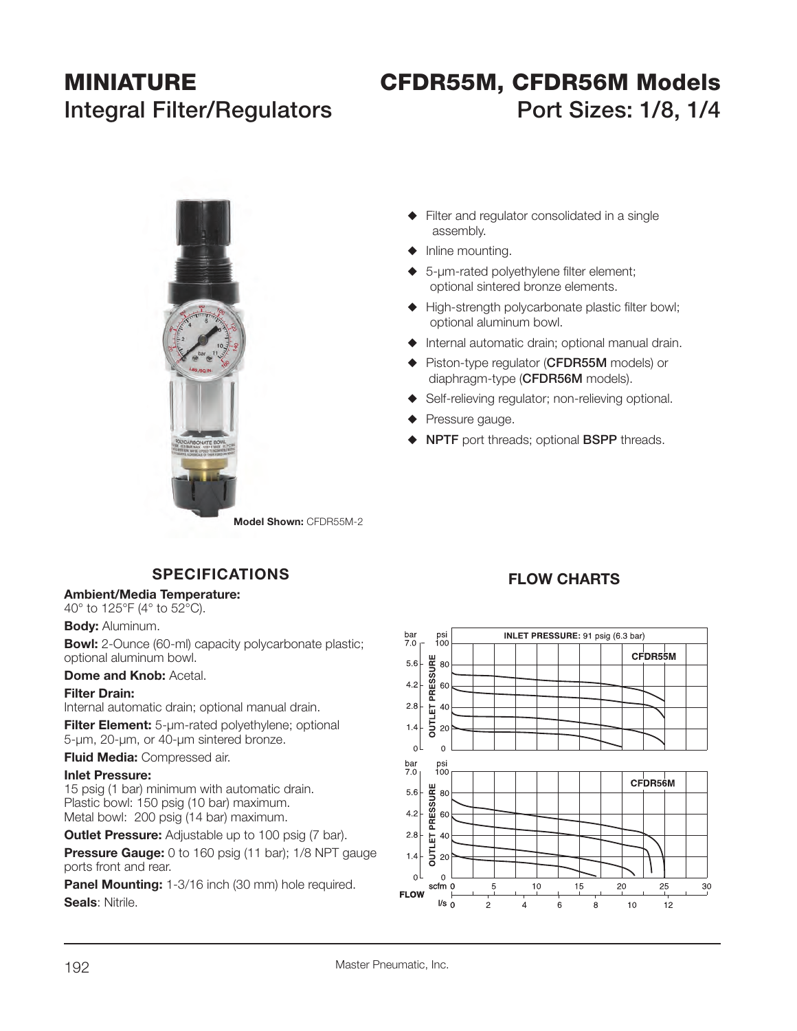# MINIATURE Integral Filter/Regulators

# CFDR55M, CFDR56M Models

## Port Sizes: 1/8, 1/4

**Model Shown:** CFDR55M-2

- Filter and regulator consolidated in a single assembly.
- Inline mounting.
- 5-µm-rated polyethylene filter element; optional sintered bronze elements.
- High-strength polycarbonate plastic filter bowl; optional aluminum bowl.
- Internal automatic drain; optional manual drain.
- Piston-type regulator (**CFDR55M** models) or diaphragm-type (**CFDR56M** models).
- Self-relieving regulator; non-relieving optional.
- Pressure gauge.
- **NPTF** port threads; optional **BSPP** threads.

### SPECIFICATIONS

**Ambient/Media Temperature:**
40° to 125°F (4° to 52°C).

**Body:** Aluminum.

**Bowl:** 2-Ounce (60-ml) capacity polycarbonate plastic; optional aluminum bowl.

**Dome and Knob:** Acetal.

**Filter Drain:**
Internal automatic drain; optional manual drain.

**Filter Element:** 5-µm-rated polyethylene; optional 5-µm, 20-µm, or 40-µm sintered bronze.

**Fluid Media:** Compressed air.

**Inlet Pressure:**
15 psig (1 bar) minimum with automatic drain.
Plastic bowl: 150 psig (10 bar) maximum.
Metal bowl: 200 psig (14 bar) maximum.

**Outlet Pressure:** Adjustable up to 100 psig (7 bar).

**Pressure Gauge:** 0 to 160 psig (11 bar); 1/8 NPT gauge ports front and rear.

**Panel Mounting:** 1-3/16 inch (30 mm) hole required.

**Seals**: Nitrile.

### FLOW CHARTS

INLET PRESSURE: 91 psig (6.3 bar)

CFDR55M

CFDR56M

OUTLET PRESSURE (bar / psi) vs. FLOW (scfm / l/s)

Master Pneumatic, Inc.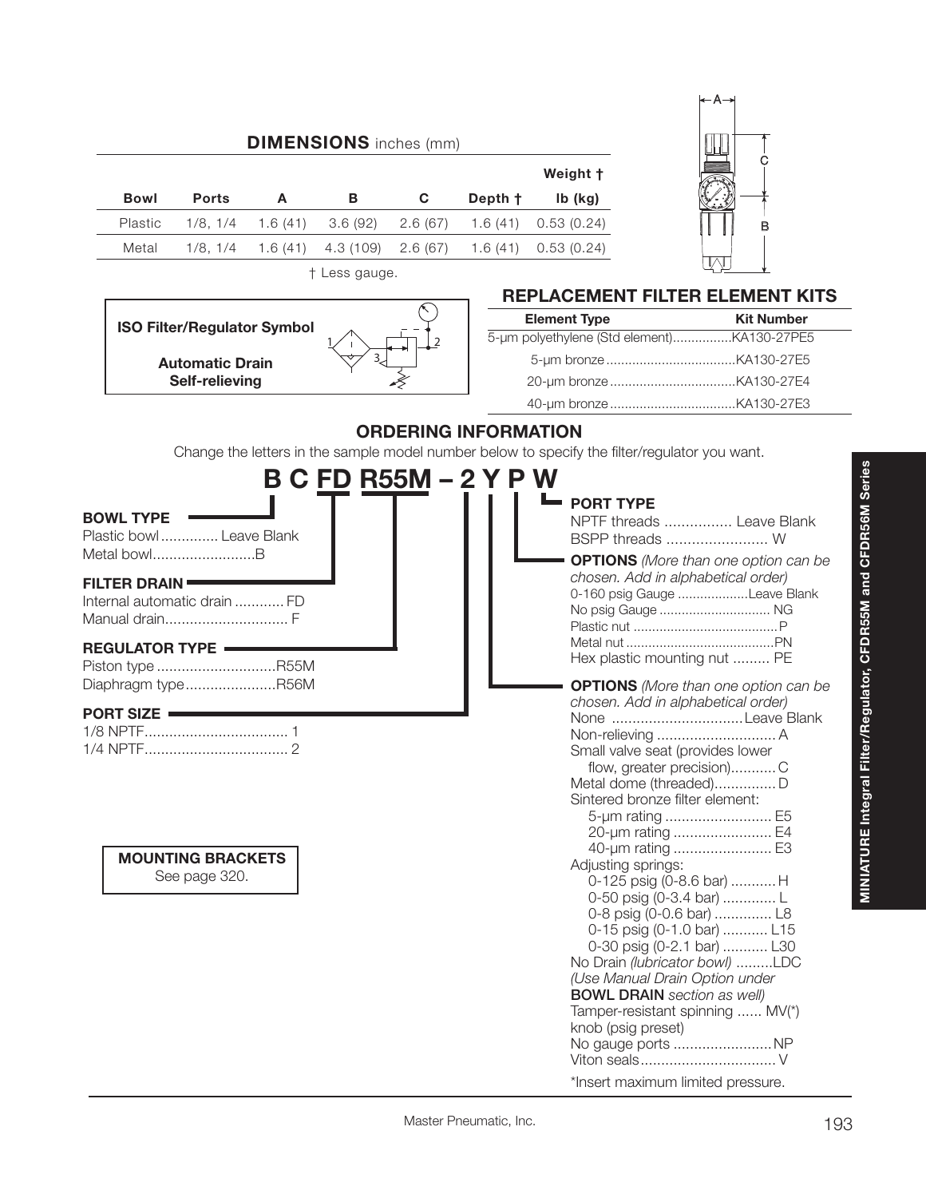## DIMENSIONS inches (mm)

| Bowl | Ports | A | B | C | Depth † | Weight † lb (kg) |
|---|---|---|---|---|---|---|
| Plastic | 1/8, 1/4 | 1.6 (41) | 3.6 (92) | 2.6 (67) | 1.6 (41) | 0.53 (0.24) |
| Metal | 1/8, 1/4 | 1.6 (41) | 4.3 (109) | 2.6 (67) | 1.6 (41) | 0.53 (0.24) |

† Less gauge.

A

C

B

**ISO Filter/Regulator Symbol**

**Automatic Drain Self-relieving**

1 2 3

## REPLACEMENT FILTER ELEMENT KITS

| Element Type | Kit Number |
|---|---|
| 5-µm polyethylene (Std element) | KA130-27PE5 |
| 5-µm bronze | KA130-27E5 |
| 20-µm bronze | KA130-27E4 |
| 40-µm bronze | KA130-27E3 |

## ORDERING INFORMATION

Change the letters in the sample model number below to specify the filter/regulator you want.

**B C FD R55M – 2 Y P W**

**BOWL TYPE**
Plastic bowl .............. Leave Blank
Metal bowl.........................B

**FILTER DRAIN**
Internal automatic drain ............ FD
Manual drain.............................. F

**REGULATOR TYPE**
Piston type .............................R55M
Diaphragm type......................R56M

**PORT SIZE**
1/8 NPTF................................... 1
1/4 NPTF................................... 2

**MOUNTING BRACKETS**
See page 320.

**PORT TYPE**
NPTF threads ................ Leave Blank
BSPP threads ........................ W

**OPTIONS** *(More than one option can be chosen. Add in alphabetical order)*
0-160 psig Gauge ...................Leave Blank
No psig Gauge .............................. NG
Plastic nut .......................................P
Metal nut .........................................PN
Hex plastic mounting nut ......... PE

**OPTIONS** *(More than one option can be chosen. Add in alphabetical order)*
None ................................Leave Blank
Non-relieving ............................. A
Small valve seat (provides lower flow, greater precision)........... C
Metal dome (threaded)............... D
Sintered bronze filter element:
- 5-µm rating .......................... E5
- 20-µm rating ........................ E4
- 40-µm rating ........................ E3

Adjusting springs:
- 0-125 psig (0-8.6 bar) ........... H
- 0-50 psig (0-3.4 bar) ............. L
- 0-8 psig (0-0.6 bar) .............. L8
- 0-15 psig (0-1.0 bar) ........... L15
- 0-30 psig (0-2.1 bar) ........... L30

No Drain *(lubricator bowl)* .........LDC
*(Use Manual Drain Option under* **BOWL DRAIN** *section as well)*
Tamper-resistant spinning ...... MV(*) knob (psig preset)
No gauge ports ........................NP
Viton seals................................. V

*Insert maximum limited pressure.